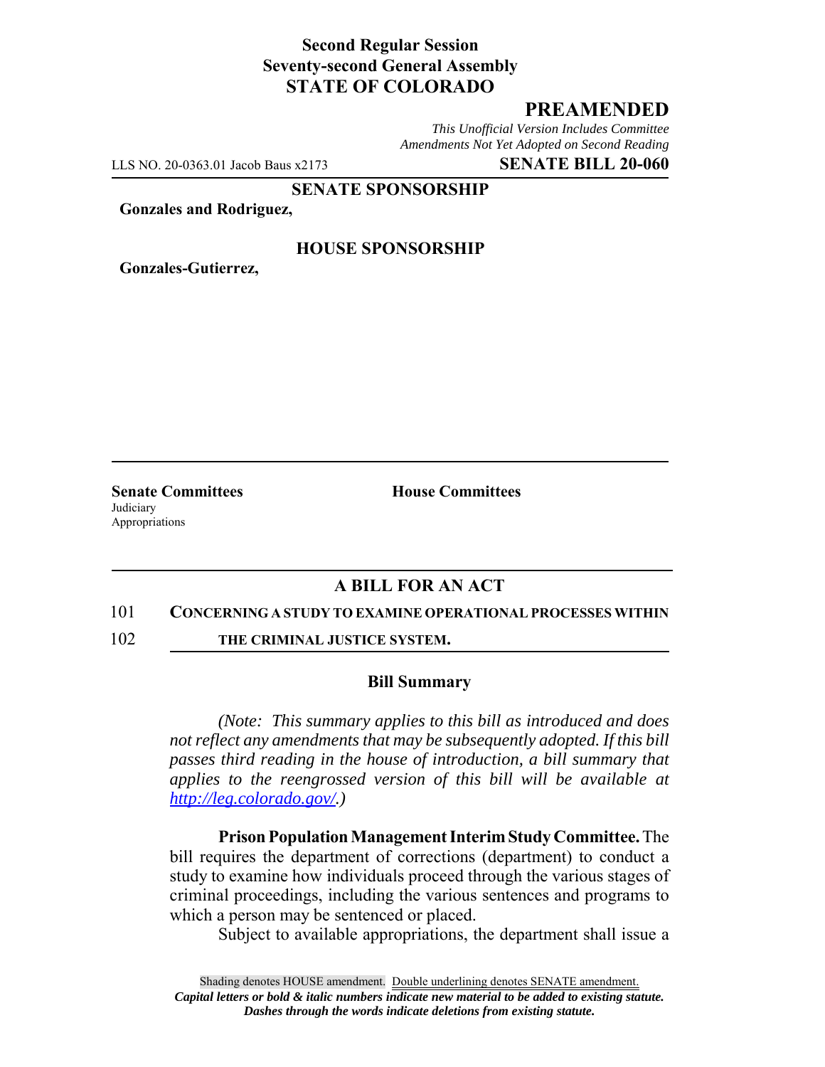**Second Regular Session**
**Seventy-second General Assembly**
**STATE OF COLORADO**

# PREAMENDED

*This Unofficial Version Includes Committee Amendments Not Yet Adopted on Second Reading*

LLS NO. 20-0363.01 Jacob Baus x2173 **SENATE BILL 20-060**

**SENATE SPONSORSHIP**

**Gonzales and Rodriguez,**

**HOUSE SPONSORSHIP**

**Gonzales-Gutierrez,**

**Senate Committees**
Judiciary
Appropriations

**House Committees**

## A BILL FOR AN ACT

101 **CONCERNING A STUDY TO EXAMINE OPERATIONAL PROCESSES WITHIN**
102 **THE CRIMINAL JUSTICE SYSTEM.**

### Bill Summary

*(Note: This summary applies to this bill as introduced and does not reflect any amendments that may be subsequently adopted. If this bill passes third reading in the house of introduction, a bill summary that applies to the reengrossed version of this bill will be available at http://leg.colorado.gov/.)*

**Prison Population Management Interim Study Committee.** The bill requires the department of corrections (department) to conduct a study to examine how individuals proceed through the various stages of criminal proceedings, including the various sentences and programs to which a person may be sentenced or placed.

Subject to available appropriations, the department shall issue a

Shading denotes HOUSE amendment. Double underlining denotes SENATE amendment.
***Capital letters or bold & italic numbers indicate new material to be added to existing statute.***
***Dashes through the words indicate deletions from existing statute.***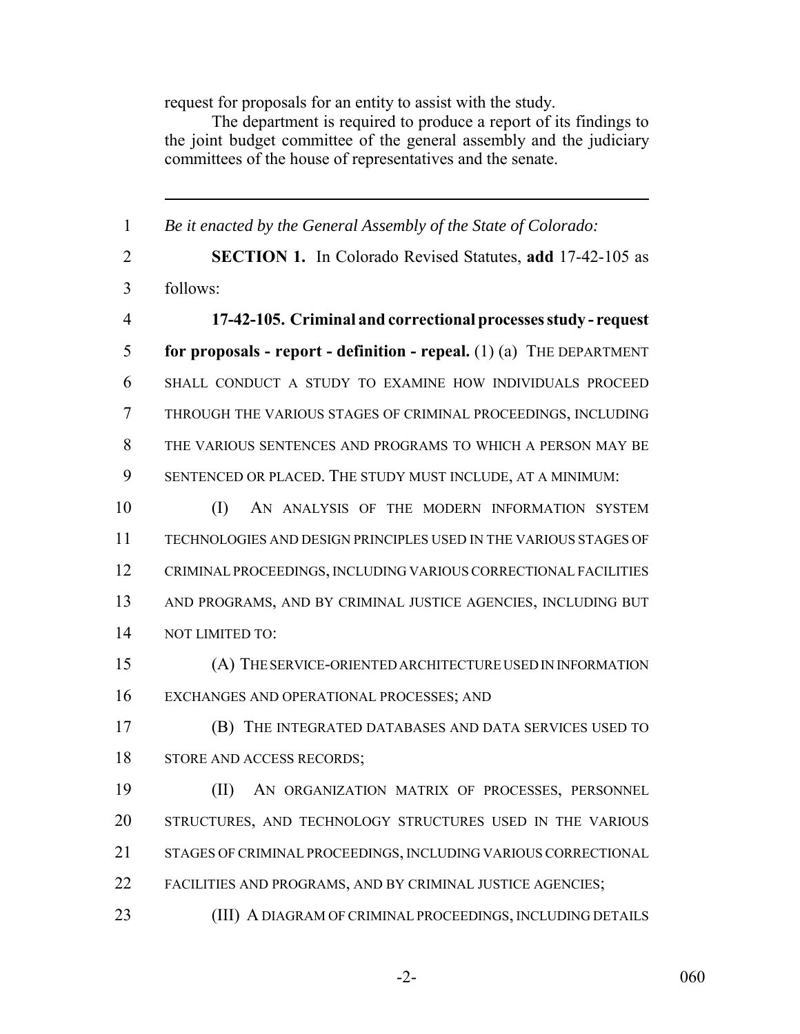request for proposals for an entity to assist with the study.

The department is required to produce a report of its findings to the joint budget committee of the general assembly and the judiciary committees of the house of representatives and the senate.

---

*Be it enacted by the General Assembly of the State of Colorado:*

**SECTION 1.** In Colorado Revised Statutes, **add** 17-42-105 as follows:

**17-42-105. Criminal and correctional processes study - request for proposals - report - definition - repeal.** (1) (a) THE DEPARTMENT SHALL CONDUCT A STUDY TO EXAMINE HOW INDIVIDUALS PROCEED THROUGH THE VARIOUS STAGES OF CRIMINAL PROCEEDINGS, INCLUDING THE VARIOUS SENTENCES AND PROGRAMS TO WHICH A PERSON MAY BE SENTENCED OR PLACED. THE STUDY MUST INCLUDE, AT A MINIMUM:

(I) AN ANALYSIS OF THE MODERN INFORMATION SYSTEM TECHNOLOGIES AND DESIGN PRINCIPLES USED IN THE VARIOUS STAGES OF CRIMINAL PROCEEDINGS, INCLUDING VARIOUS CORRECTIONAL FACILITIES AND PROGRAMS, AND BY CRIMINAL JUSTICE AGENCIES, INCLUDING BUT NOT LIMITED TO:

(A) THE SERVICE-ORIENTED ARCHITECTURE USED IN INFORMATION EXCHANGES AND OPERATIONAL PROCESSES; AND

(B) THE INTEGRATED DATABASES AND DATA SERVICES USED TO STORE AND ACCESS RECORDS;

(II) AN ORGANIZATION MATRIX OF PROCESSES, PERSONNEL STRUCTURES, AND TECHNOLOGY STRUCTURES USED IN THE VARIOUS STAGES OF CRIMINAL PROCEEDINGS, INCLUDING VARIOUS CORRECTIONAL FACILITIES AND PROGRAMS, AND BY CRIMINAL JUSTICE AGENCIES;

(III) A DIAGRAM OF CRIMINAL PROCEEDINGS, INCLUDING DETAILS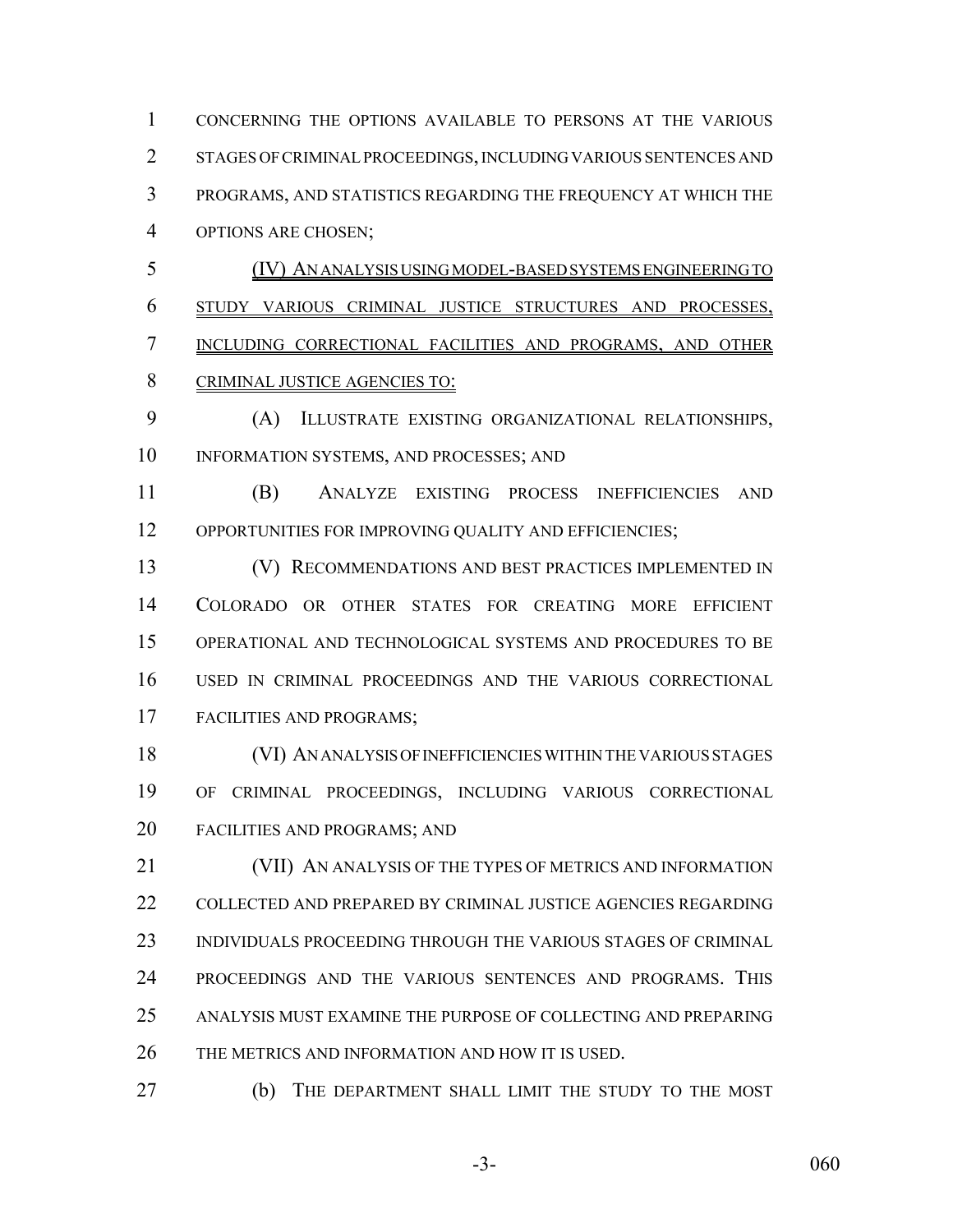CONCERNING THE OPTIONS AVAILABLE TO PERSONS AT THE VARIOUS STAGES OF CRIMINAL PROCEEDINGS, INCLUDING VARIOUS SENTENCES AND PROGRAMS, AND STATISTICS REGARDING THE FREQUENCY AT WHICH THE OPTIONS ARE CHOSEN;

(IV) AN ANALYSIS USING MODEL-BASED SYSTEMS ENGINEERING TO STUDY VARIOUS CRIMINAL JUSTICE STRUCTURES AND PROCESSES, INCLUDING CORRECTIONAL FACILITIES AND PROGRAMS, AND OTHER CRIMINAL JUSTICE AGENCIES TO:

(A) ILLUSTRATE EXISTING ORGANIZATIONAL RELATIONSHIPS, INFORMATION SYSTEMS, AND PROCESSES; AND

(B) ANALYZE EXISTING PROCESS INEFFICIENCIES AND OPPORTUNITIES FOR IMPROVING QUALITY AND EFFICIENCIES;

(V) RECOMMENDATIONS AND BEST PRACTICES IMPLEMENTED IN COLORADO OR OTHER STATES FOR CREATING MORE EFFICIENT OPERATIONAL AND TECHNOLOGICAL SYSTEMS AND PROCEDURES TO BE USED IN CRIMINAL PROCEEDINGS AND THE VARIOUS CORRECTIONAL FACILITIES AND PROGRAMS;

(VI) AN ANALYSIS OF INEFFICIENCIES WITHIN THE VARIOUS STAGES OF CRIMINAL PROCEEDINGS, INCLUDING VARIOUS CORRECTIONAL FACILITIES AND PROGRAMS; AND

(VII) AN ANALYSIS OF THE TYPES OF METRICS AND INFORMATION COLLECTED AND PREPARED BY CRIMINAL JUSTICE AGENCIES REGARDING INDIVIDUALS PROCEEDING THROUGH THE VARIOUS STAGES OF CRIMINAL PROCEEDINGS AND THE VARIOUS SENTENCES AND PROGRAMS. THIS ANALYSIS MUST EXAMINE THE PURPOSE OF COLLECTING AND PREPARING THE METRICS AND INFORMATION AND HOW IT IS USED.

(b) THE DEPARTMENT SHALL LIMIT THE STUDY TO THE MOST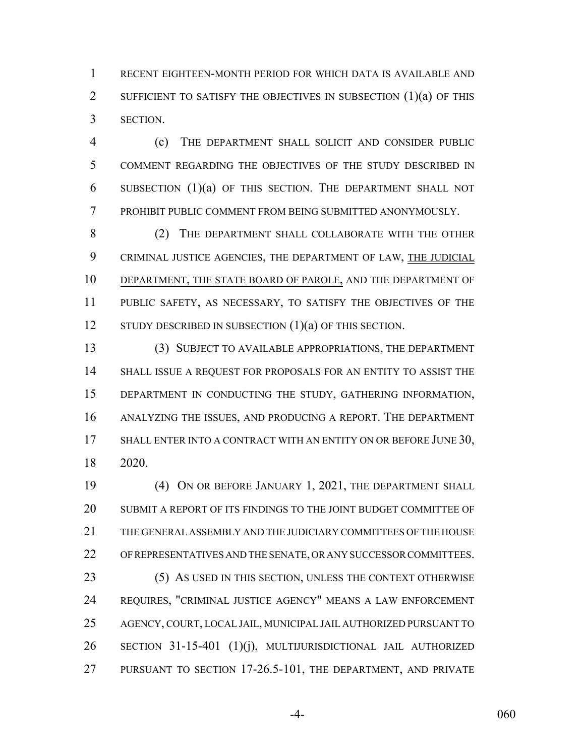RECENT EIGHTEEN-MONTH PERIOD FOR WHICH DATA IS AVAILABLE AND SUFFICIENT TO SATISFY THE OBJECTIVES IN SUBSECTION (1)(a) OF THIS SECTION.

(c) THE DEPARTMENT SHALL SOLICIT AND CONSIDER PUBLIC COMMENT REGARDING THE OBJECTIVES OF THE STUDY DESCRIBED IN SUBSECTION (1)(a) OF THIS SECTION. THE DEPARTMENT SHALL NOT PROHIBIT PUBLIC COMMENT FROM BEING SUBMITTED ANONYMOUSLY.

(2) THE DEPARTMENT SHALL COLLABORATE WITH THE OTHER CRIMINAL JUSTICE AGENCIES, THE DEPARTMENT OF LAW, THE JUDICIAL DEPARTMENT, THE STATE BOARD OF PAROLE, AND THE DEPARTMENT OF PUBLIC SAFETY, AS NECESSARY, TO SATISFY THE OBJECTIVES OF THE STUDY DESCRIBED IN SUBSECTION (1)(a) OF THIS SECTION.

(3) SUBJECT TO AVAILABLE APPROPRIATIONS, THE DEPARTMENT SHALL ISSUE A REQUEST FOR PROPOSALS FOR AN ENTITY TO ASSIST THE DEPARTMENT IN CONDUCTING THE STUDY, GATHERING INFORMATION, ANALYZING THE ISSUES, AND PRODUCING A REPORT. THE DEPARTMENT SHALL ENTER INTO A CONTRACT WITH AN ENTITY ON OR BEFORE JUNE 30, 2020.

(4) ON OR BEFORE JANUARY 1, 2021, THE DEPARTMENT SHALL SUBMIT A REPORT OF ITS FINDINGS TO THE JOINT BUDGET COMMITTEE OF THE GENERAL ASSEMBLY AND THE JUDICIARY COMMITTEES OF THE HOUSE OF REPRESENTATIVES AND THE SENATE, OR ANY SUCCESSOR COMMITTEES.

(5) AS USED IN THIS SECTION, UNLESS THE CONTEXT OTHERWISE REQUIRES, "CRIMINAL JUSTICE AGENCY" MEANS A LAW ENFORCEMENT AGENCY, COURT, LOCAL JAIL, MUNICIPAL JAIL AUTHORIZED PURSUANT TO SECTION 31-15-401 (1)(j), MULTIJURISDICTIONAL JAIL AUTHORIZED PURSUANT TO SECTION 17-26.5-101, THE DEPARTMENT, AND PRIVATE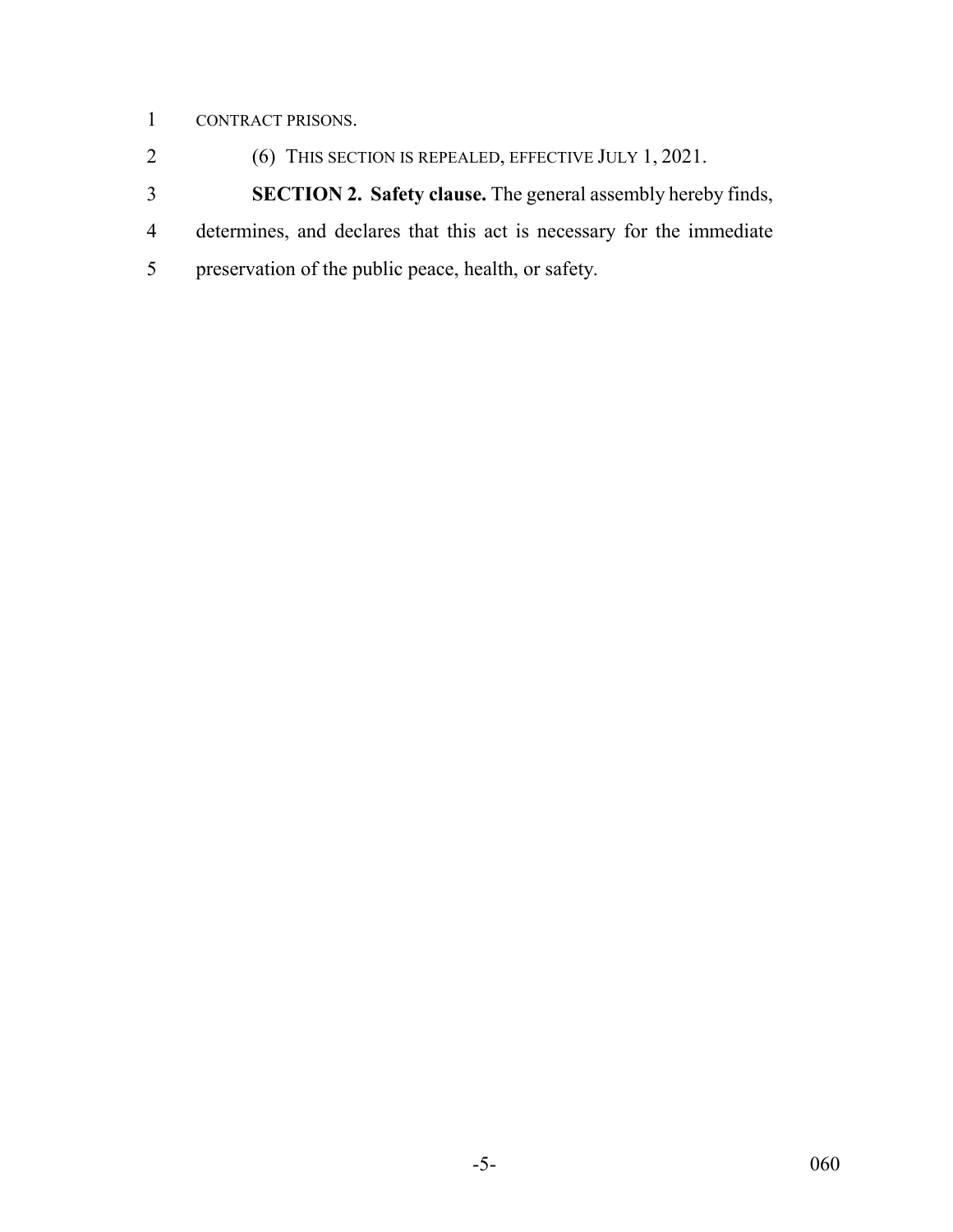CONTRACT PRISONS.

(6) THIS SECTION IS REPEALED, EFFECTIVE JULY 1, 2021.

**SECTION 2. Safety clause.** The general assembly hereby finds, determines, and declares that this act is necessary for the immediate preservation of the public peace, health, or safety.